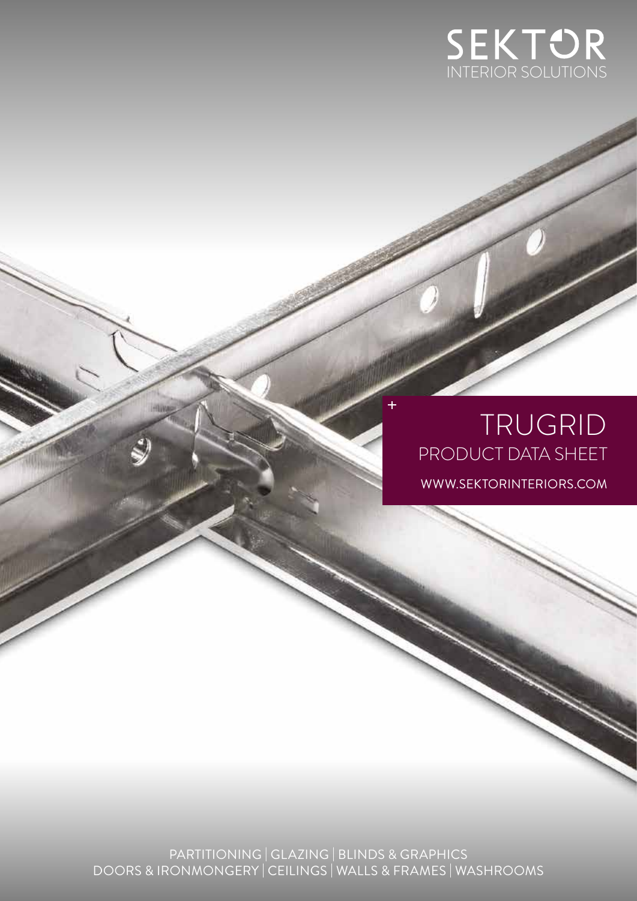SEKTOR
INTERIOR SOLUTIONS

# TRUGRID

## PRODUCT DATA SHEET

WWW.SEKTORINTERIORS.COM

PARTITIONING | GLAZING | BLINDS & GRAPHICS
DOORS & IRONMONGERY | CEILINGS | WALLS & FRAMES | WASHROOMS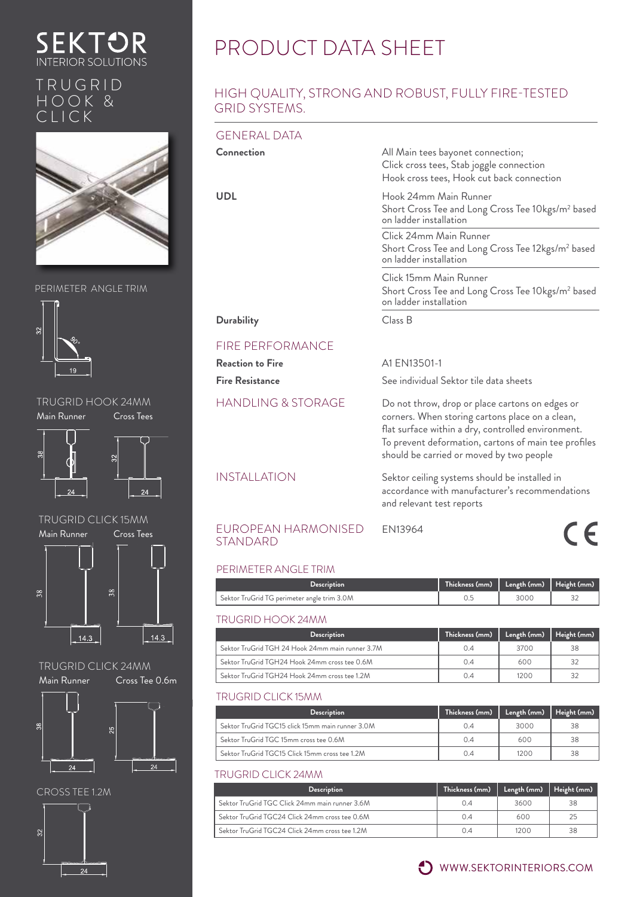# SEKTOR
INTERIOR SOLUTIONS

## TRUGRID HOOK & CLICK

PERIMETER ANGLE TRIM

32

90°

19

TRUGRID HOOK 24MM

Main Runner

Cross Tees

38

24

32

24

TRUGRID CLICK 15MM

Main Runner

Cross Tees

38

14.3

38

14.3

TRUGRID CLICK 24MM

Main Runner

Cross Tee 0.6m

38

24

25

24

CROSS TEE 1.2M

32

24

# PRODUCT DATA SHEET

## HIGH QUALITY, STRONG AND ROBUST, FULLY FIRE-TESTED GRID SYSTEMS.

## GENERAL DATA

**Connection**

All Main tees bayonet connection;
Click cross tees, Stab joggle connection
Hook cross tees, Hook cut back connection

**UDL**

Hook 24mm Main Runner
Short Cross Tee and Long Cross Tee 10kgs/m$^2$ based on ladder installation

Click 24mm Main Runner
Short Cross Tee and Long Cross Tee 12kgs/m$^2$ based on ladder installation

Click 15mm Main Runner
Short Cross Tee and Long Cross Tee 10kgs/m$^2$ based on ladder installation

**Durability**

Class B

## FIRE PERFORMANCE

**Reaction to Fire**

A1 EN13501-1

**Fire Resistance**

See individual Sektor tile data sheets

## HANDLING & STORAGE

Do not throw, drop or place cartons on edges or corners. When storing cartons place on a clean, flat surface within a dry, controlled environment. To prevent deformation, cartons of main tee profiles should be carried or moved by two people

## INSTALLATION

Sektor ceiling systems should be installed in accordance with manufacturer's recommendations and relevant test reports

## EUROPEAN HARMONISED STANDARD

EN13964

CE

### PERIMETER ANGLE TRIM

| Description | Thickness (mm) | Length (mm) | Height (mm) |
|---|---|---|---|
| Sektor TruGrid TG perimeter angle trim 3.0M | 0.5 | 3000 | 32 |

### TRUGRID HOOK 24MM

| Description | Thickness (mm) | Length (mm) | Height (mm) |
|---|---|---|---|
| Sektor TruGrid TGH 24 Hook 24mm main runner 3.7M | 0.4 | 3700 | 38 |
| Sektor TruGrid TGH24 Hook 24mm cross tee 0.6M | 0.4 | 600 | 32 |
| Sektor TruGrid TGH24 Hook 24mm cross tee 1.2M | 0.4 | 1200 | 32 |

### TRUGRID CLICK 15MM

| Description | Thickness (mm) | Length (mm) | Height (mm) |
|---|---|---|---|
| Sektor TruGrid TGC15 click 15mm main runner 3.0M | 0.4 | 3000 | 38 |
| Sektor TruGrid TGC 15mm cross tee 0.6M | 0.4 | 600 | 38 |
| Sektor TruGrid TGC15 Click 15mm cross tee 1.2M | 0.4 | 1200 | 38 |

### TRUGRID CLICK 24MM

| Description | Thickness (mm) | Length (mm) | Height (mm) |
|---|---|---|---|
| Sektor TruGrid TGC Click 24mm main runner 3.6M | 0.4 | 3600 | 38 |
| Sektor TruGrid TGC24 Click 24mm cross tee 0.6M | 0.4 | 600 | 25 |
| Sektor TruGrid TGC24 Click 24mm cross tee 1.2M | 0.4 | 1200 | 38 |

WWW.SEKTORINTERIORS.COM